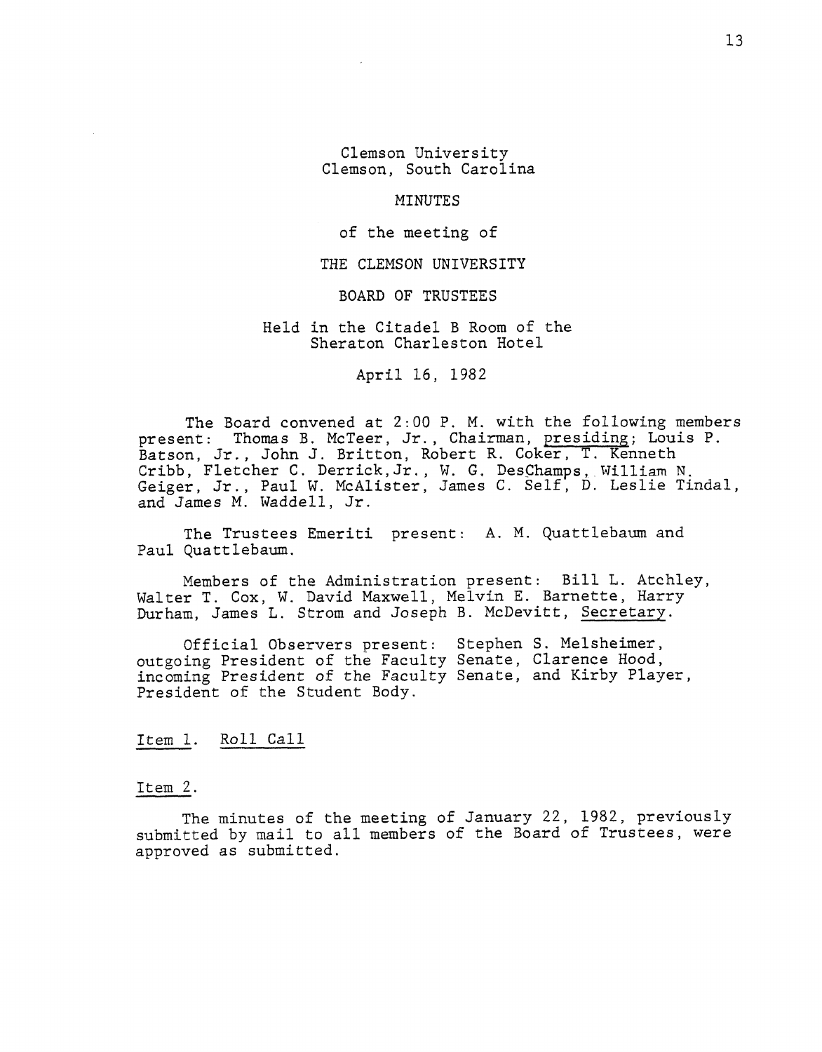Clemson University
Clemson, South Carolina

MINUTES

of the meeting of

THE CLEMSON UNIVERSITY

BOARD OF TRUSTEES

Held in the Citadel B Room of the
Sheraton Charleston Hotel

April 16, 1982

The Board convened at 2:00 P. M. with the following members present: Thomas B. McTeer, Jr., Chairman, presiding; Louis P. Batson, Jr., John J. Britton, Robert R. Coker, T. Kenneth Cribb, Fletcher C. Derrick,Jr., W. G. DesChamps, William N. Geiger, Jr., Paul W. McAlister, James C. Self, D. Leslie Tindal, and James M. Waddell, Jr.

The Trustees Emeriti present: A. M. Quattlebaum and Paul Quattlebaum.

Members of the Administration present: Bill L. Atchley, Walter T. Cox, W. David Maxwell, Melvin E. Barnette, Harry Durham, James L. Strom and Joseph B. McDevitt, Secretary.

Official Observers present: Stephen S. Melsheimer, outgoing President of the Faculty Senate, Clarence Hood, incoming President of the Faculty Senate, and Kirby Player, President of the Student Body.

Item 1. Roll Call

Item 2.

The minutes of the meeting of January 22, 1982, previously submitted by mail to all members of the Board of Trustees, were approved as submitted.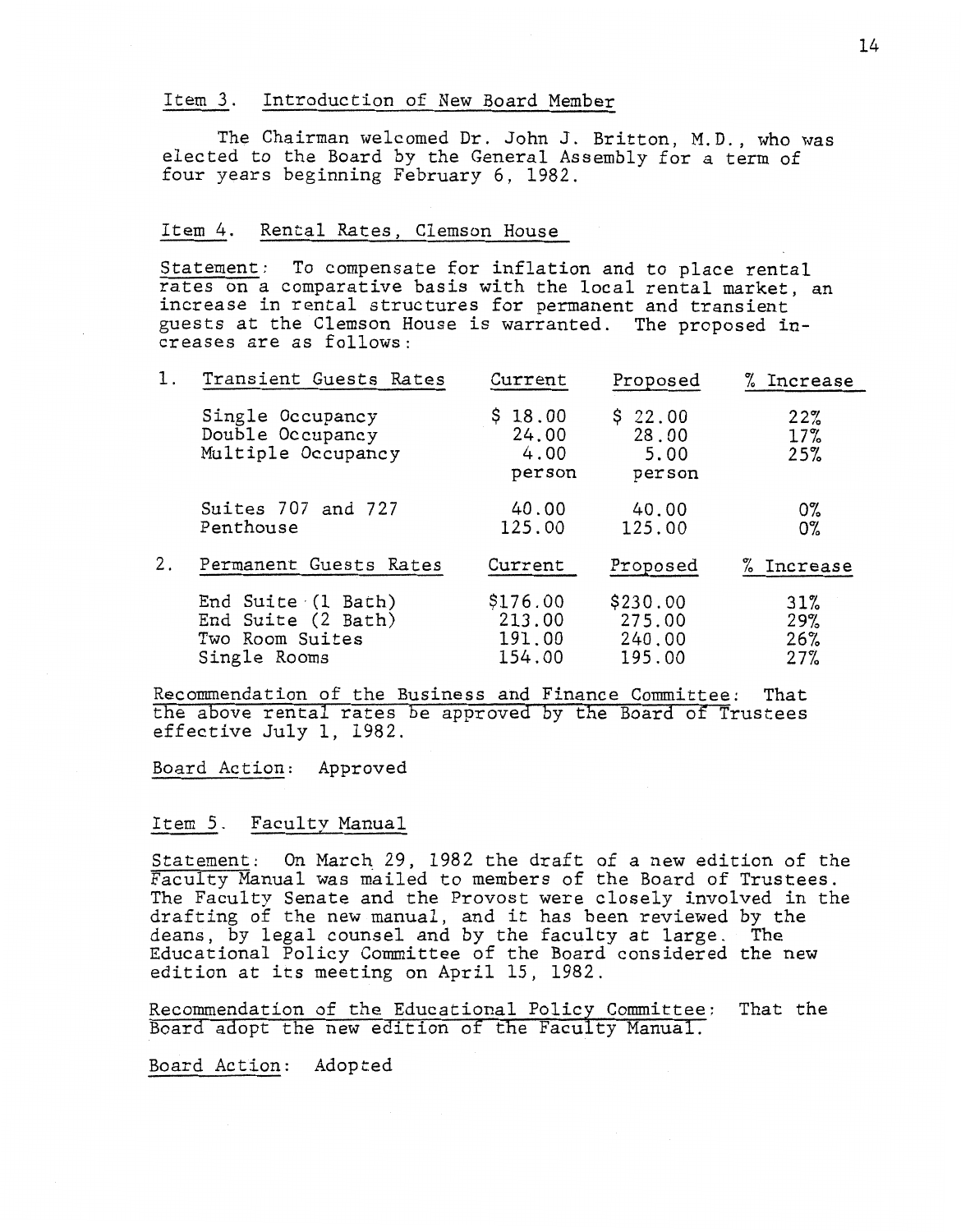## Item 3. Introduction of New Board Member

The Chairman welcomed Dr. John J. Britton, M.D., who was elected to the Board by the General Assembly for a term of four years beginning February 6, 1982.

## Item 4. Rental Rates, Clemson House

Statement: To compensate for inflation and to place rental rates on a comparative basis with the local rental market, an increase in rental structures for permanent and transient guests at the Clemson House is warranted. The proposed increases are as follows:

| 1. Transient Guests Rates | Current | Proposed | % Increase |
|---|---|---|---|
| Single Occupancy | $ 18.00 | $ 22.00 | 22% |
| Double Occupancy | 24.00 | 28.00 | 17% |
| Multiple Occupancy | 4.00 person | 5.00 person | 25% |
| Suites 707 and 727 | 40.00 | 40.00 | 0% |
| Penthouse | 125.00 | 125.00 | 0% |

| 2. Permanent Guests Rates | Current | Proposed | % Increase |
|---|---|---|---|
| End Suite (1 Bath) | $176.00 | $230.00 | 31% |
| End Suite (2 Bath) | 213.00 | 275.00 | 29% |
| Two Room Suites | 191.00 | 240.00 | 26% |
| Single Rooms | 154.00 | 195.00 | 27% |

Recommendation of the Business and Finance Committee: That the above rental rates be approved by the Board of Trustees effective July 1, 1982.

Board Action: Approved

## Item 5. Faculty Manual

Statement: On March 29, 1982 the draft of a new edition of the Faculty Manual was mailed to members of the Board of Trustees. The Faculty Senate and the Provost were closely involved in the drafting of the new manual, and it has been reviewed by the deans, by legal counsel and by the faculty at large. The Educational Policy Committee of the Board considered the new edition at its meeting on April 15, 1982.

Recommendation of the Educational Policy Committee: That the Board adopt the new edition of the Faculty Manual.

Board Action: Adopted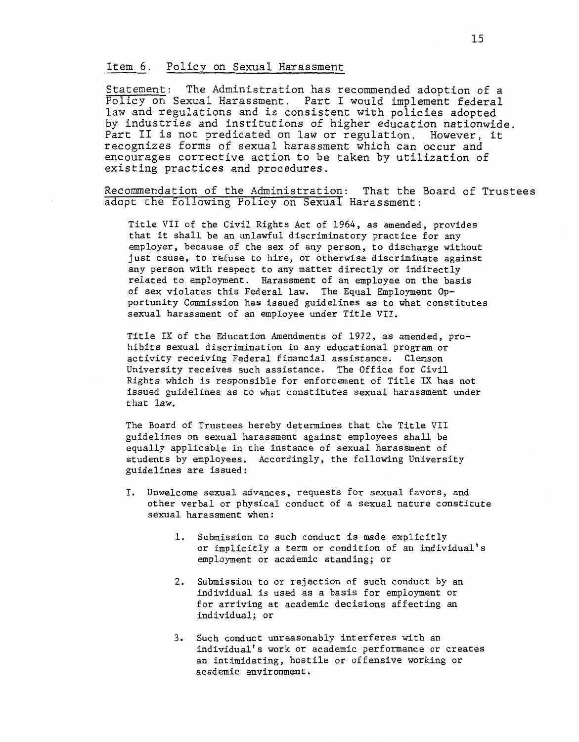## Item 6. Policy on Sexual Harassment

Statement: The Administration has recommended adoption of a Policy on Sexual Harassment. Part I would implement federal law and regulations and is consistent with policies adopted by industries and institutions of higher education nationwide. Part II is not predicated on law or regulation. However, it recognizes forms of sexual harassment which can occur and encourages corrective action to be taken by utilization of existing practices and procedures.

Recommendation of the Administration: That the Board of Trustees adopt the following Policy on Sexual Harassment:

Title VII of the Civil Rights Act of 1964, as amended, provides that it shall be an unlawful discriminatory practice for any employer, because of the sex of any person, to discharge without just cause, to refuse to hire, or otherwise discriminate against any person with respect to any matter directly or indirectly related to employment. Harassment of an employee on the basis of sex violates this Federal law. The Equal Employment Opportunity Commission has issued guidelines as to what constitutes sexual harassment of an employee under Title VII.

Title IX of the Education Amendments of 1972, as amended, prohibits sexual discrimination in any educational program or activity receiving Federal financial assistance. Clemson University receives such assistance. The Office for Civil Rights which is responsible for enforcement of Title IX has not issued guidelines as to what constitutes sexual harassment under that law.

The Board of Trustees hereby determines that the Title VII guidelines on sexual harassment against employees shall be equally applicable in the instance of sexual harassment of students by employees. Accordingly, the following University guidelines are issued:

I. Unwelcome sexual advances, requests for sexual favors, and other verbal or physical conduct of a sexual nature constitute sexual harassment when:

1. Submission to such conduct is made explicitly or implicitly a term or condition of an individual's employment or academic standing; or

2. Submission to or rejection of such conduct by an individual is used as a basis for employment or for arriving at academic decisions affecting an individual; or

3. Such conduct unreasonably interferes with an individual's work or academic performance or creates an intimidating, hostile or offensive working or academic environment.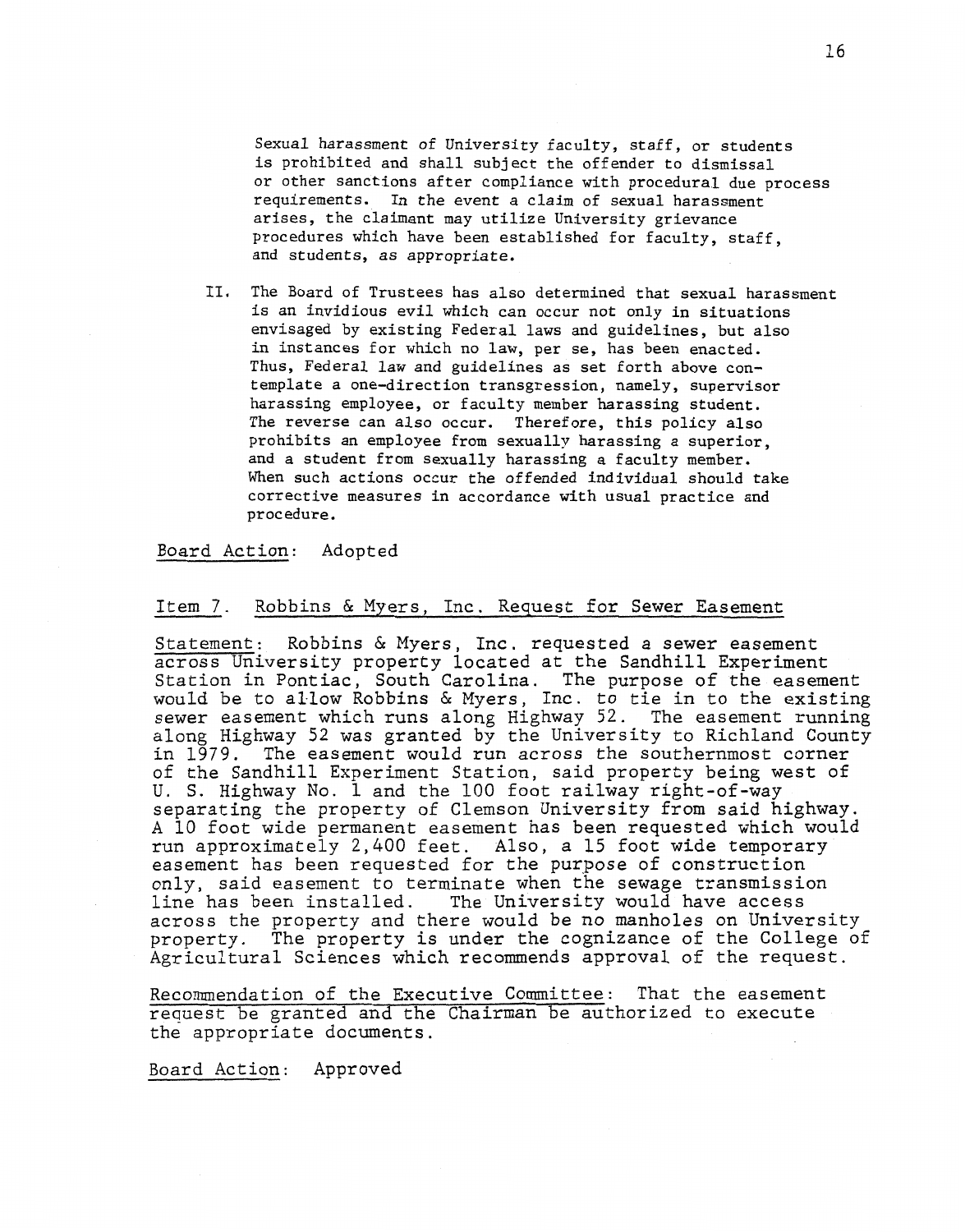Sexual harassment of University faculty, staff, or students is prohibited and shall subject the offender to dismissal or other sanctions after compliance with procedural due process requirements. In the event a claim of sexual harassment arises, the claimant may utilize University grievance procedures which have been established for faculty, staff, and students, as appropriate.

II. The Board of Trustees has also determined that sexual harassment is an invidious evil which can occur not only in situations envisaged by existing Federal laws and guidelines, but also in instances for which no law, per se, has been enacted. Thus, Federal law and guidelines as set forth above contemplate a one-direction transgression, namely, supervisor harassing employee, or faculty member harassing student. The reverse can also occur. Therefore, this policy also prohibits an employee from sexually harassing a superior, and a student from sexually harassing a faculty member. When such actions occur the offended individual should take corrective measures in accordance with usual practice and procedure.

Board Action: Adopted

## Item 7. Robbins & Myers, Inc. Request for Sewer Easement

Statement: Robbins & Myers, Inc. requested a sewer easement across University property located at the Sandhill Experiment Station in Pontiac, South Carolina. The purpose of the easement would be to allow Robbins & Myers, Inc. to tie in to the existing sewer easement which runs along Highway 52. The easement running along Highway 52 was granted by the University to Richland County in 1979. The easement would run across the southernmost corner of the Sandhill Experiment Station, said property being west of U. S. Highway No. 1 and the 100 foot railway right-of-way separating the property of Clemson University from said highway. A 10 foot wide permanent easement has been requested which would run approximately 2,400 feet. Also, a 15 foot wide temporary easement has been requested for the purpose of construction only, said easement to terminate when the sewage transmission line has been installed. The University would have access across the property and there would be no manholes on University property. The property is under the cognizance of the College of Agricultural Sciences which recommends approval of the request.

Recommendation of the Executive Committee: That the easement request be granted and the Chairman be authorized to execute the appropriate documents.

Board Action: Approved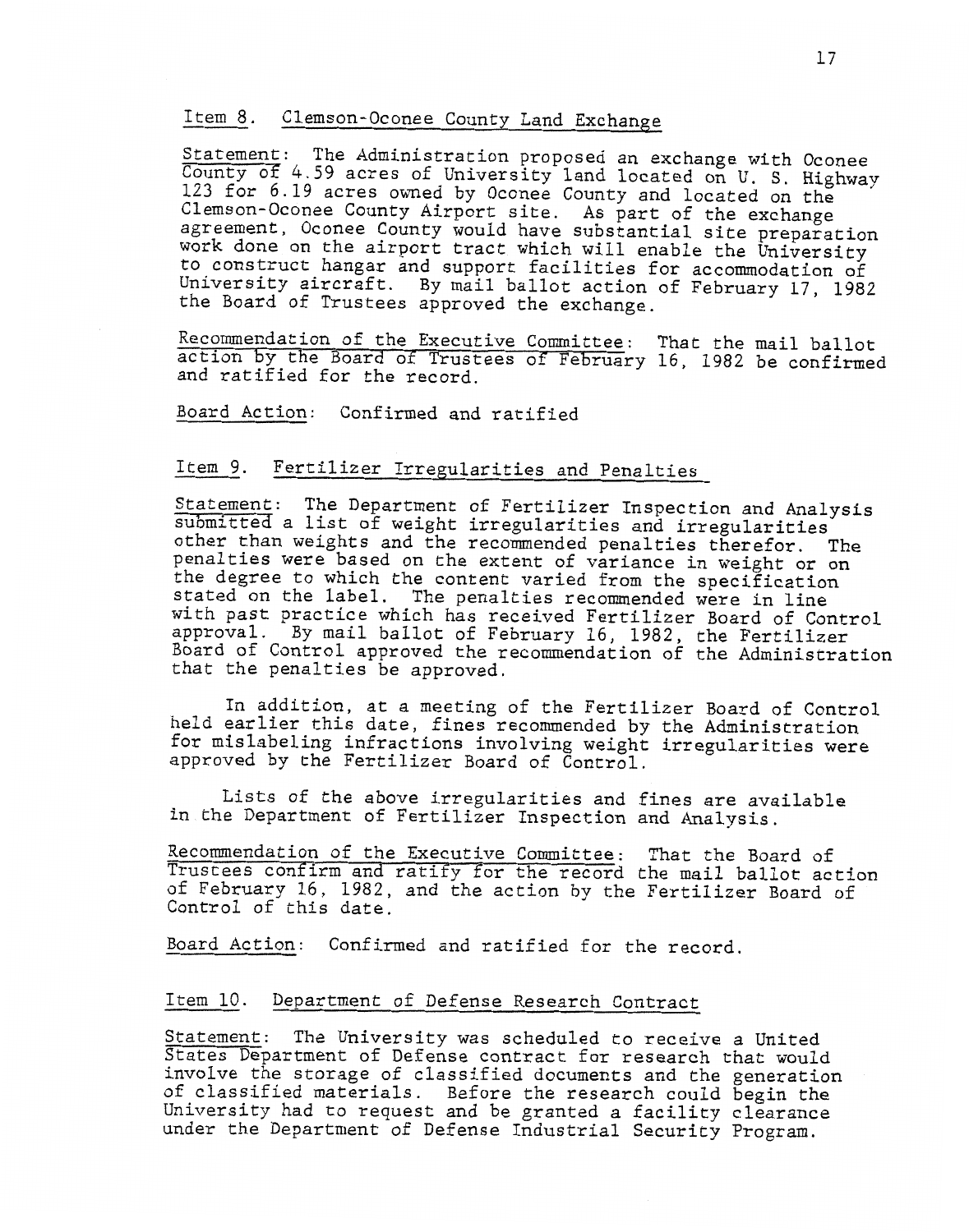## Item 8. Clemson-Oconee County Land Exchange

Statement: The Administration proposed an exchange with Oconee County of 4.59 acres of University land located on U. S. Highway 123 for 6.19 acres owned by Oconee County and located on the Clemson-Oconee County Airport site. As part of the exchange agreement, Oconee County would have substantial site preparation work done on the airport tract which will enable the University to construct hangar and support facilities for accommodation of University aircraft. By mail ballot action of February 17, 1982 the Board of Trustees approved the exchange.

Recommendation of the Executive Committee: That the mail ballot action by the Board of Trustees of February 16, 1982 be confirmed and ratified for the record.

Board Action: Confirmed and ratified

## Item 9. Fertilizer Irregularities and Penalties

Statement: The Department of Fertilizer Inspection and Analysis submitted a list of weight irregularities and irregularities other than weights and the recommended penalties therefor. The penalties were based on the extent of variance in weight or on the degree to which the content varied from the specification stated on the label. The penalties recommended were in line with past practice which has received Fertilizer Board of Control approval. By mail ballot of February 16, 1982, the Fertilizer Board of Control approved the recommendation of the Administration that the penalties be approved.

In addition, at a meeting of the Fertilizer Board of Control held earlier this date, fines recommended by the Administration for mislabeling infractions involving weight irregularities were approved by the Fertilizer Board of Control.

Lists of the above irregularities and fines are available in the Department of Fertilizer Inspection and Analysis.

Recommendation of the Executive Committee: That the Board of Trustees confirm and ratify for the record the mail ballot action of February 16, 1982, and the action by the Fertilizer Board of Control of this date.

Board Action: Confirmed and ratified for the record.

## Item 10. Department of Defense Research Contract

Statement: The University was scheduled to receive a United States Department of Defense contract for research that would involve the storage of classified documents and the generation of classified materials. Before the research could begin the University had to request and be granted a facility clearance under the Department of Defense Industrial Security Program.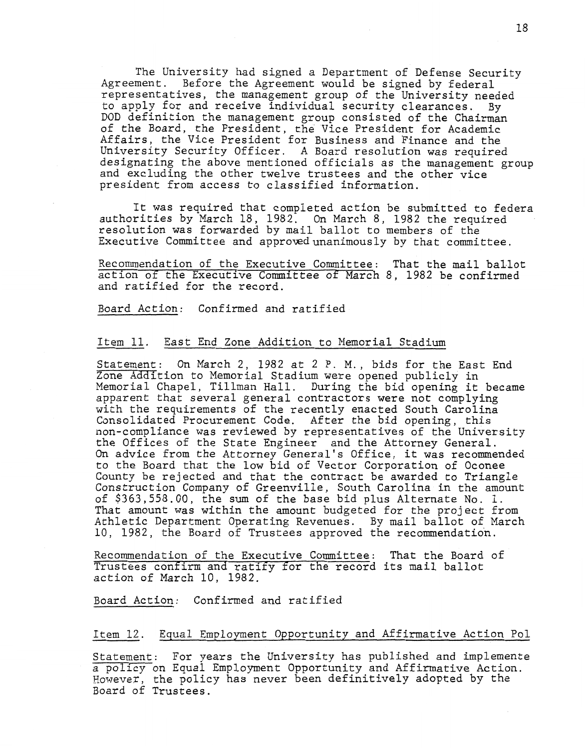The University had signed a Department of Defense Security Agreement. Before the Agreement would be signed by federal representatives, the management group of the University needed to apply for and receive individual security clearances. By DOD definition the management group consisted of the Chairman of the Board, the President, the Vice President for Academic Affairs, the Vice President for Business and Finance and the University Security Officer. A Board resolution was required designating the above mentioned officials as the management group and excluding the other twelve trustees and the other vice president from access to classified information.

It was required that completed action be submitted to federa authorities by March 18, 1982. On March 8, 1982 the required resolution was forwarded by mail ballot to members of the Executive Committee and approved unanimously by that committee.

Recommendation of the Executive Committee: That the mail ballot action of the Executive Committee of March 8, 1982 be confirmed and ratified for the record.

Board Action: Confirmed and ratified

Item 11. East End Zone Addition to Memorial Stadium

Statement: On March 2, 1982 at 2 P. M., bids for the East End Zone Addition to Memorial Stadium were opened publicly in Memorial Chapel, Tillman Hall. During the bid opening it became apparent that several general contractors were not complying with the requirements of the recently enacted South Carolina Consolidated Procurement Code. After the bid opening, this non-compliance was reviewed by representatives of the University the Offices of the State Engineer and the Attorney General. On advice from the Attorney General's Office, it was recommended to the Board that the low bid of Vector Corporation of Oconee County be rejected and that the contract be awarded to Triangle Construction Company of Greenville, South Carolina in the amount of $363,558.00, the sum of the base bid plus Alternate No. 1. That amount was within the amount budgeted for the project from Athletic Department Operating Revenues. By mail ballot of March 10, 1982, the Board of Trustees approved the recommendation.

Recommendation of the Executive Committee: That the Board of Trustees confirm and ratify for the record its mail ballot action of March 10, 1982.

Board Action: Confirmed and ratified

Item 12. Equal Employment Opportunity and Affirmative Action Pol

Statement: For years the University has published and implemente a policy on Equal Employment Opportunity and Affirmative Action. However, the policy has never been definitively adopted by the Board of Trustees.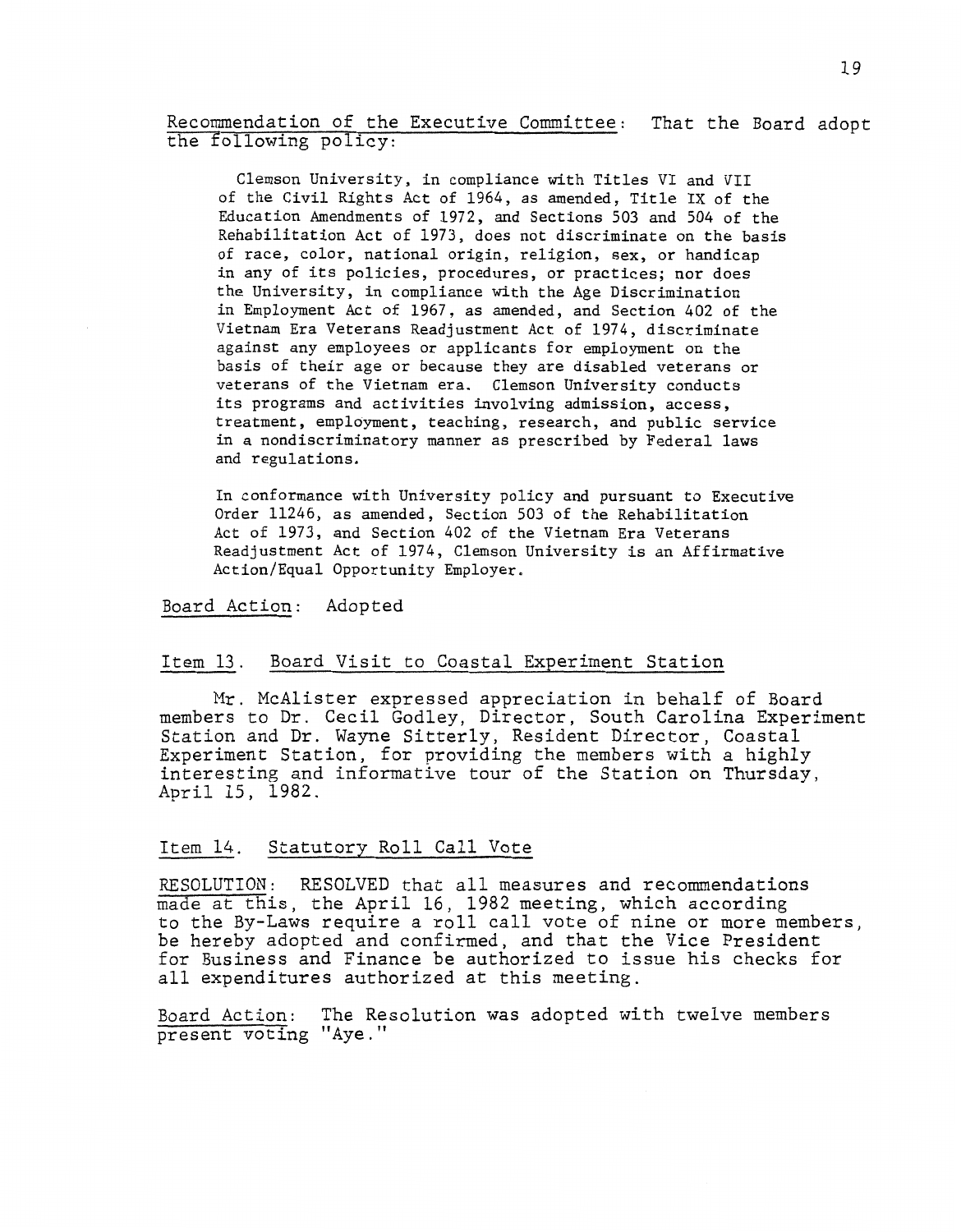Recommendation of the Executive Committee: That the Board adopt the following policy:

> Clemson University, in compliance with Titles VI and VII of the Civil Rights Act of 1964, as amended, Title IX of the Education Amendments of 1972, and Sections 503 and 504 of the Rehabilitation Act of 1973, does not discriminate on the basis of race, color, national origin, religion, sex, or handicap in any of its policies, procedures, or practices; nor does the University, in compliance with the Age Discrimination in Employment Act of 1967, as amended, and Section 402 of the Vietnam Era Veterans Readjustment Act of 1974, discriminate against any employees or applicants for employment on the basis of their age or because they are disabled veterans or veterans of the Vietnam era. Clemson University conducts its programs and activities involving admission, access, treatment, employment, teaching, research, and public service in a nondiscriminatory manner as prescribed by Federal laws and regulations.
>
> In conformance with University policy and pursuant to Executive Order 11246, as amended, Section 503 of the Rehabilitation Act of 1973, and Section 402 of the Vietnam Era Veterans Readjustment Act of 1974, Clemson University is an Affirmative Action/Equal Opportunity Employer.

Board Action: Adopted

## Item 13. Board Visit to Coastal Experiment Station

Mr. McAlister expressed appreciation in behalf of Board members to Dr. Cecil Godley, Director, South Carolina Experiment Station and Dr. Wayne Sitterly, Resident Director, Coastal Experiment Station, for providing the members with a highly interesting and informative tour of the Station on Thursday, April 15, 1982.

## Item 14. Statutory Roll Call Vote

RESOLUTION: RESOLVED that all measures and recommendations made at this, the April 16, 1982 meeting, which according to the By-Laws require a roll call vote of nine or more members, be hereby adopted and confirmed, and that the Vice President for Business and Finance be authorized to issue his checks for all expenditures authorized at this meeting.

Board Action: The Resolution was adopted with twelve members present voting "Aye."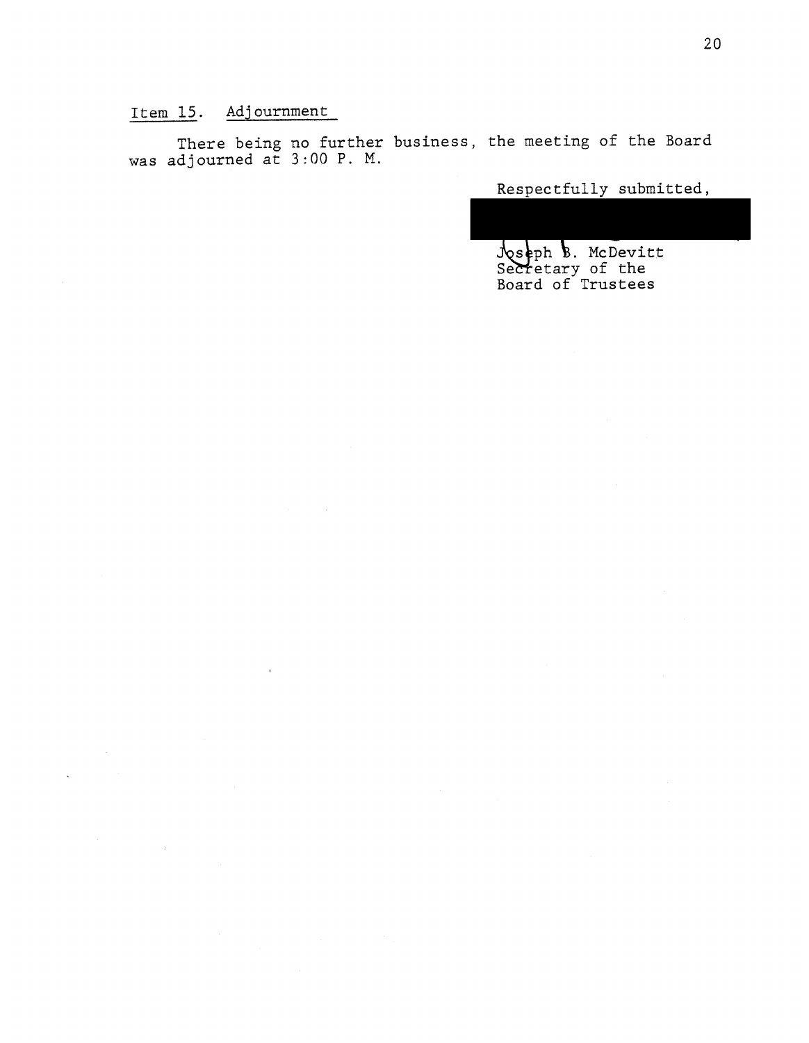Item 15. Adjournment

There being no further business, the meeting of the Board was adjourned at 3:00 P. M.

Respectfully submitted,

Joseph B. McDevitt
Secretary of the
Board of Trustees